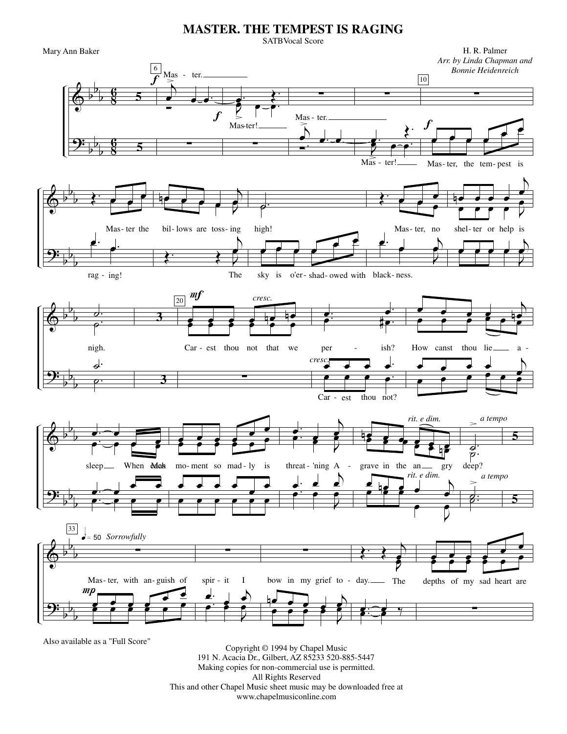# MASTER. THE TEMPEST IS RAGING

SATB Vocal Score

Mary Ann Baker

H. R. Palmer
*Arr. by Linda Chapman and Bonnie Heidenreich*

Also available as a "Full Score"

Copyright © 1994 by Chapel Music
191 N. Acacia Dr., Gilbert, AZ 85233 520-885-5447
Making copies for non-commercial use is permitted.
All Rights Reserved
This and other Chapel Music sheet music may be downloaded free at
www.chapelmusiconline.com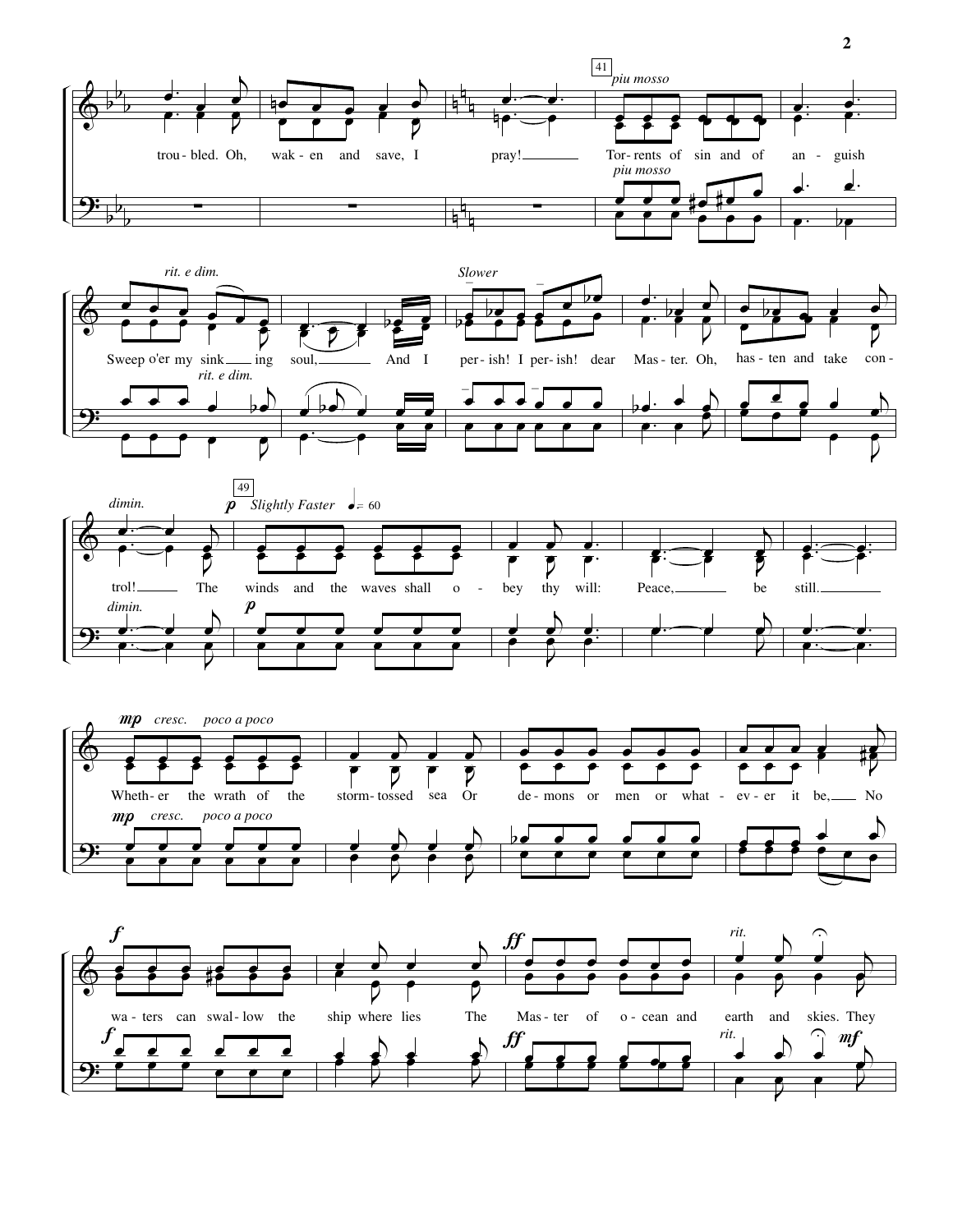trou - bled. Oh, wak - en and save, I pray! Tor - rents of sin and of an - guish

41 *piu mosso*

Sweep o'er my sink ing soul, And I per - ish! I per - ish! dear Mas - ter. Oh, has - ten and take con -

*rit. e dim.* *Slower*

trol! The winds and the waves shall o - bey thy will: Peace, be still.

*dimin.* 49 **p** *Slightly Faster* ♩. = 60

Wheth - er the wrath of the storm - tossed sea Or de - mons or men or what - ev - er it be, No

**mp** *cresc.* *poco a poco*

wa - ters can swal - low the ship where lies The Mas - ter of o - cean and earth and skies. They

**f** **ff** *rit.* **mf**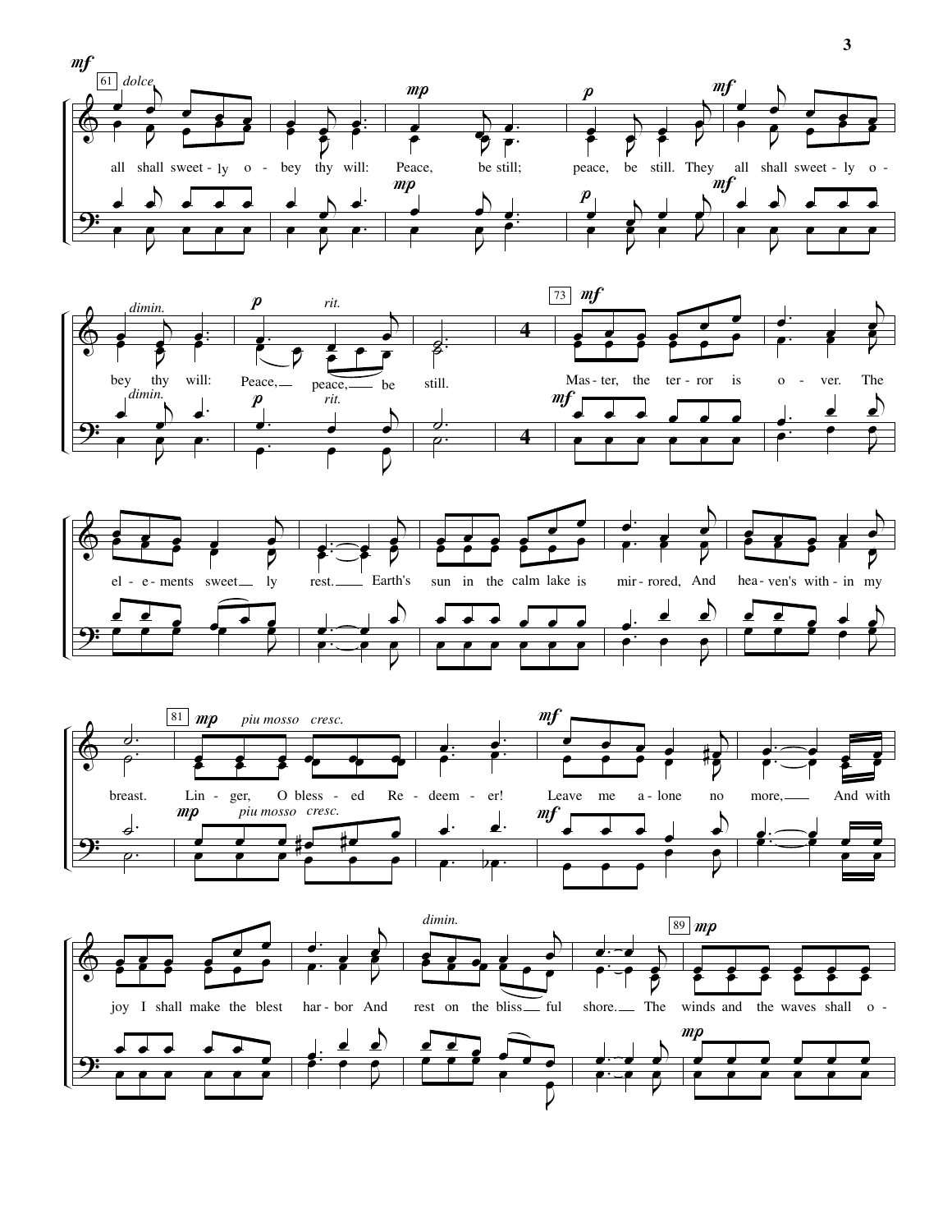**61** *dolce* mf

all shall sweet - ly o - bey thy will: Peace, be still; peace, be still. They all shall sweet - ly o -

bey thy will: Peace, peace, be still.

*dimin.* p *rit.*

**73** mf

Mas - ter, the ter - ror is o - ver. The el - e - ments sweet - ly rest. Earth's sun in the calm lake is mir - rored, And hea - ven's with - in my breast.

**81** mp *piu mosso* *cresc.*

Lin - ger, O bless - ed Re - deem - er! Leave me a - lone no more, And with joy I shall make the blest har - bor And rest on the bliss - ful shore. The

mf *dimin.*

**89** mp

winds and the waves shall o -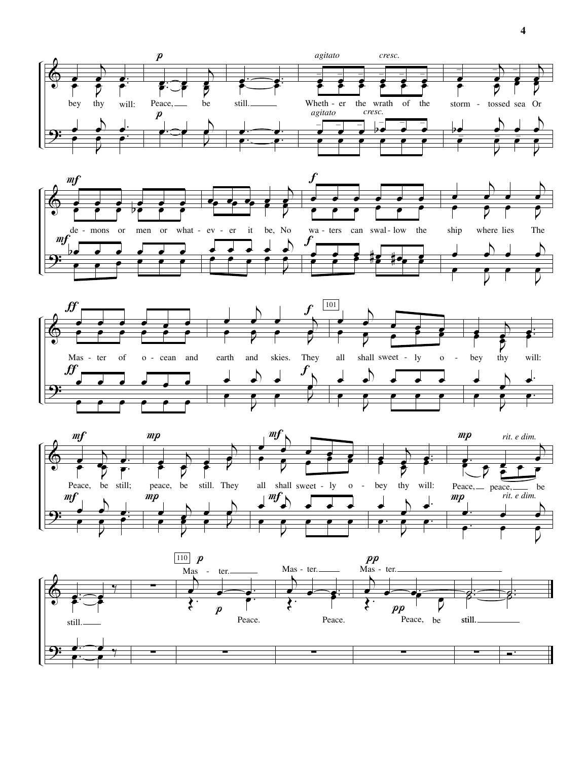*p* *agitato* *cresc.*

bey thy will: Peace, be still. Whether the wrath of the storm - tossed sea Or

*mf* *f*

de - mons or men or what - ev - er it be, No wa - ters can swal - low the ship where lies The

*ff* *f* 101

Mas - ter of o - cean and earth and skies. They all shall sweet - ly o - bey thy will:

*mf* *mp* *mf* *mp* *rit. e dim.*

Peace, be still; peace, be still. They all shall sweet - ly o - bey thy will: Peace, peace, be

110 *p* *pp*

still. Mas - ter. Mas - ter. Mas - ter.

Peace. Peace. Peace, be still.